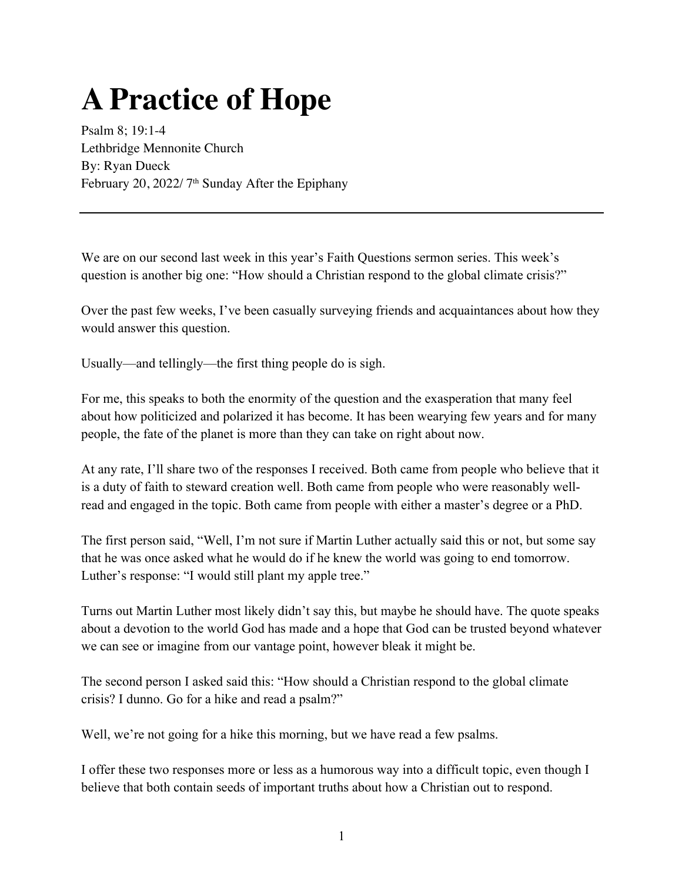# A Practice of Hope

Psalm 8; 19:1-4
Lethbridge Mennonite Church
By: Ryan Dueck
February 20, 2022/ 7th Sunday After the Epiphany

---

We are on our second last week in this year's Faith Questions sermon series. This week's question is another big one: "How should a Christian respond to the global climate crisis?"

Over the past few weeks, I've been casually surveying friends and acquaintances about how they would answer this question.

Usually—and tellingly—the first thing people do is sigh.

For me, this speaks to both the enormity of the question and the exasperation that many feel about how politicized and polarized it has become. It has been wearying few years and for many people, the fate of the planet is more than they can take on right about now.

At any rate, I'll share two of the responses I received. Both came from people who believe that it is a duty of faith to steward creation well. Both came from people who were reasonably well-read and engaged in the topic. Both came from people with either a master's degree or a PhD.

The first person said, "Well, I'm not sure if Martin Luther actually said this or not, but some say that he was once asked what he would do if he knew the world was going to end tomorrow. Luther's response: "I would still plant my apple tree."

Turns out Martin Luther most likely didn't say this, but maybe he should have. The quote speaks about a devotion to the world God has made and a hope that God can be trusted beyond whatever we can see or imagine from our vantage point, however bleak it might be.

The second person I asked said this: "How should a Christian respond to the global climate crisis? I dunno. Go for a hike and read a psalm?"

Well, we're not going for a hike this morning, but we have read a few psalms.

I offer these two responses more or less as a humorous way into a difficult topic, even though I believe that both contain seeds of important truths about how a Christian out to respond.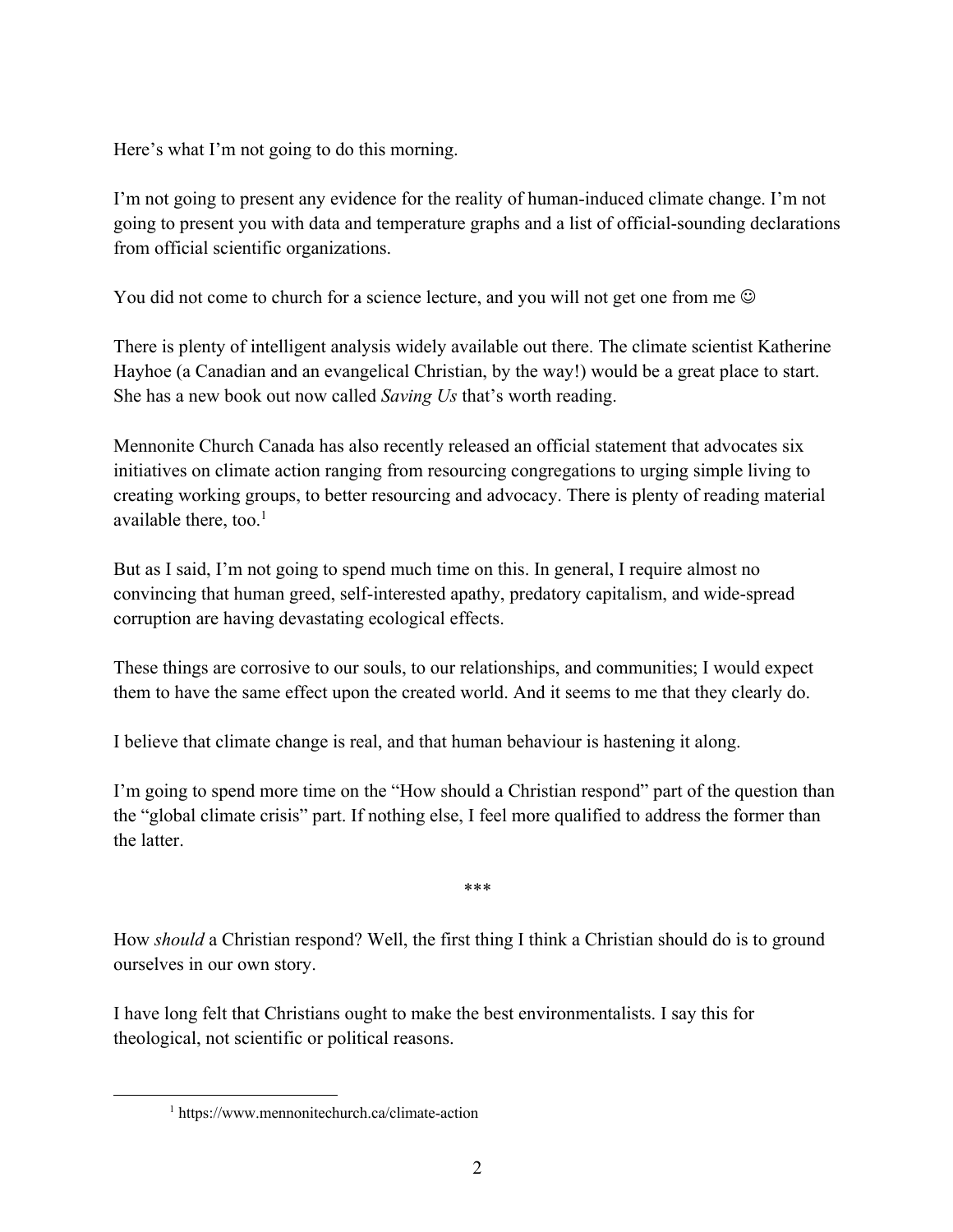Here's what I'm not going to do this morning.

I'm not going to present any evidence for the reality of human-induced climate change. I'm not going to present you with data and temperature graphs and a list of official-sounding declarations from official scientific organizations.

You did not come to church for a science lecture, and you will not get one from me ☺

There is plenty of intelligent analysis widely available out there. The climate scientist Katherine Hayhoe (a Canadian and an evangelical Christian, by the way!) would be a great place to start. She has a new book out now called *Saving Us* that's worth reading.

Mennonite Church Canada has also recently released an official statement that advocates six initiatives on climate action ranging from resourcing congregations to urging simple living to creating working groups, to better resourcing and advocacy. There is plenty of reading material available there, too.[1]

But as I said, I'm not going to spend much time on this. In general, I require almost no convincing that human greed, self-interested apathy, predatory capitalism, and wide-spread corruption are having devastating ecological effects.

These things are corrosive to our souls, to our relationships, and communities; I would expect them to have the same effect upon the created world. And it seems to me that they clearly do.

I believe that climate change is real, and that human behaviour is hastening it along.

I'm going to spend more time on the "How should a Christian respond" part of the question than the "global climate crisis" part. If nothing else, I feel more qualified to address the former than the latter.

\*\*\*

How *should* a Christian respond? Well, the first thing I think a Christian should do is to ground ourselves in our own story.

I have long felt that Christians ought to make the best environmentalists. I say this for theological, not scientific or political reasons.

---

[1] https://www.mennonitechurch.ca/climate-action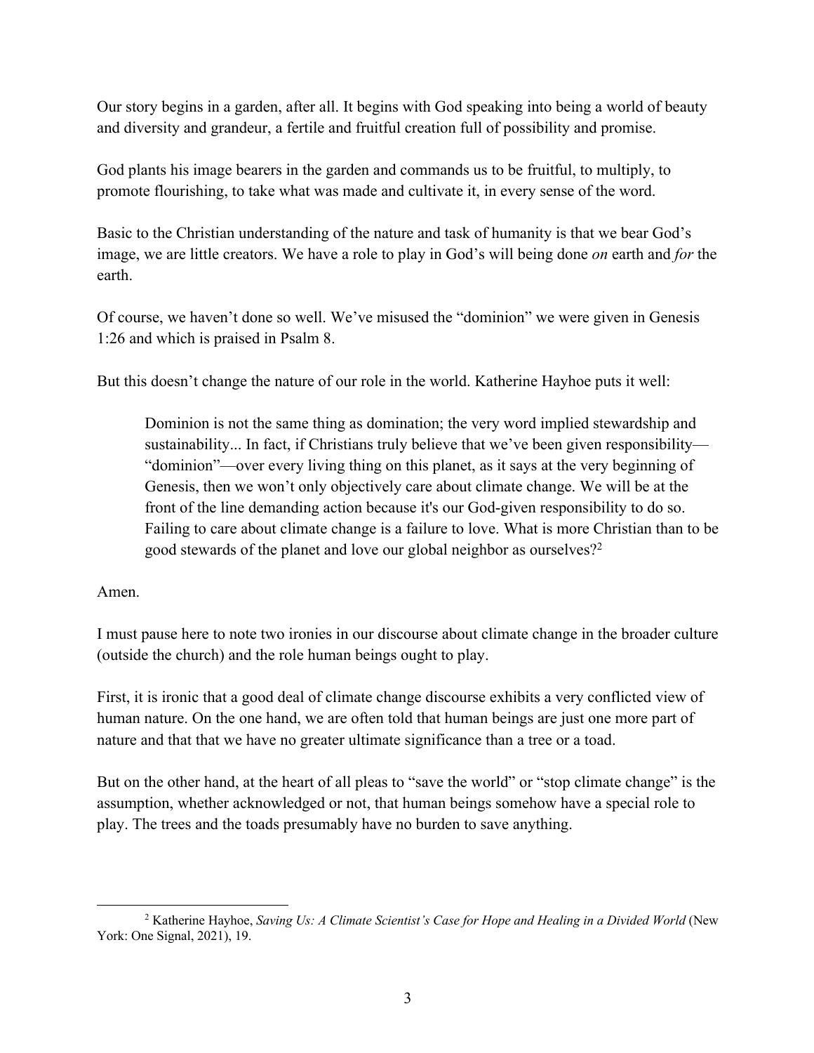Our story begins in a garden, after all. It begins with God speaking into being a world of beauty and diversity and grandeur, a fertile and fruitful creation full of possibility and promise.

God plants his image bearers in the garden and commands us to be fruitful, to multiply, to promote flourishing, to take what was made and cultivate it, in every sense of the word.

Basic to the Christian understanding of the nature and task of humanity is that we bear God's image, we are little creators. We have a role to play in God's will being done *on* earth and *for* the earth.

Of course, we haven't done so well. We've misused the "dominion" we were given in Genesis 1:26 and which is praised in Psalm 8.

But this doesn't change the nature of our role in the world. Katherine Hayhoe puts it well:

> Dominion is not the same thing as domination; the very word implied stewardship and sustainability... In fact, if Christians truly believe that we've been given responsibility—"dominion"—over every living thing on this planet, as it says at the very beginning of Genesis, then we won't only objectively care about climate change. We will be at the front of the line demanding action because it's our God-given responsibility to do so. Failing to care about climate change is a failure to love. What is more Christian than to be good stewards of the planet and love our global neighbor as ourselves?[2]

Amen.

I must pause here to note two ironies in our discourse about climate change in the broader culture (outside the church) and the role human beings ought to play.

First, it is ironic that a good deal of climate change discourse exhibits a very conflicted view of human nature. On the one hand, we are often told that human beings are just one more part of nature and that that we have no greater ultimate significance than a tree or a toad.

But on the other hand, at the heart of all pleas to "save the world" or "stop climate change" is the assumption, whether acknowledged or not, that human beings somehow have a special role to play. The trees and the toads presumably have no burden to save anything.

---

[2] Katherine Hayhoe, *Saving Us: A Climate Scientist's Case for Hope and Healing in a Divided World* (New York: One Signal, 2021), 19.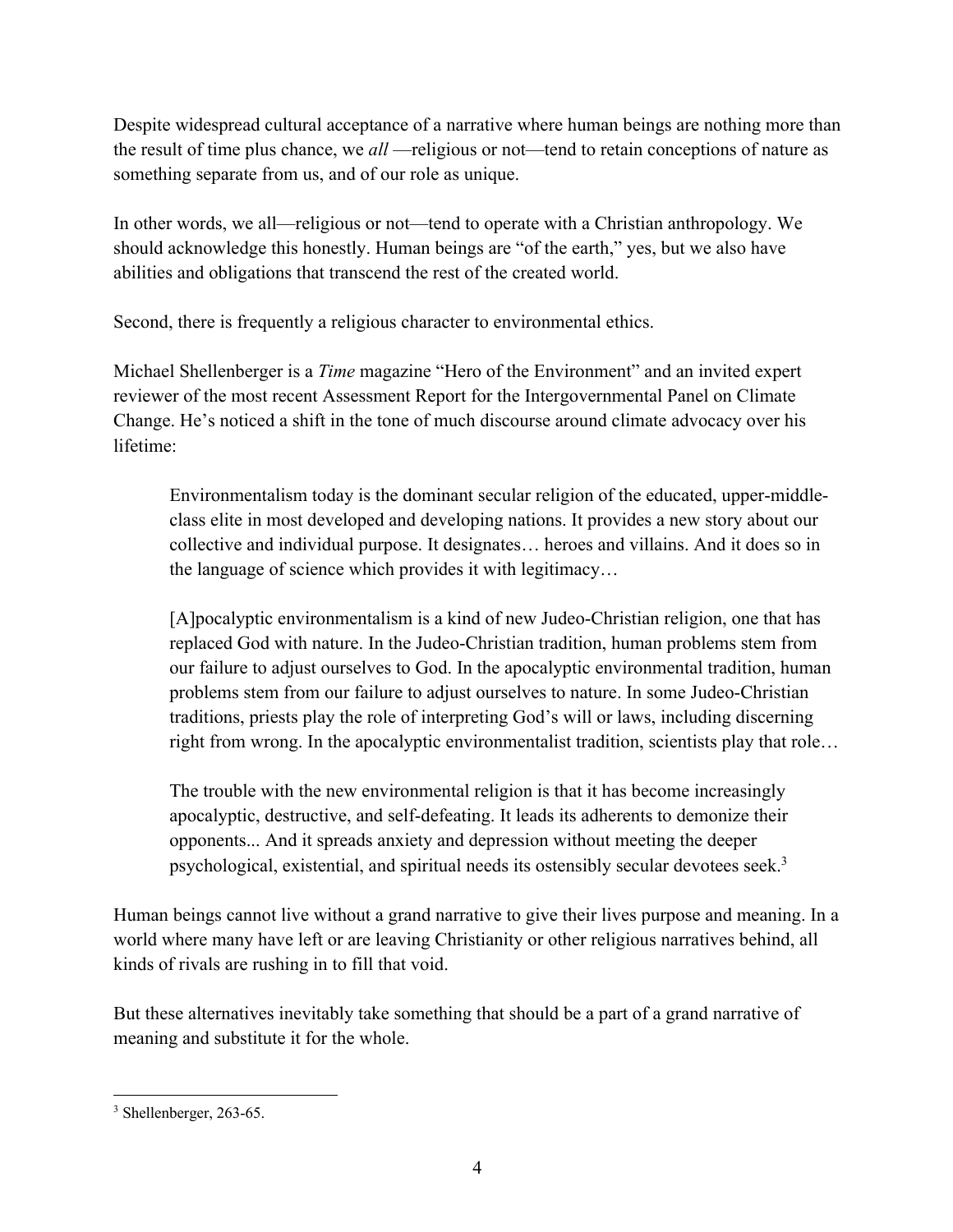Despite widespread cultural acceptance of a narrative where human beings are nothing more than the result of time plus chance, we *all* —religious or not—tend to retain conceptions of nature as something separate from us, and of our role as unique.

In other words, we all—religious or not—tend to operate with a Christian anthropology. We should acknowledge this honestly. Human beings are "of the earth," yes, but we also have abilities and obligations that transcend the rest of the created world.

Second, there is frequently a religious character to environmental ethics.

Michael Shellenberger is a *Time* magazine "Hero of the Environment" and an invited expert reviewer of the most recent Assessment Report for the Intergovernmental Panel on Climate Change. He's noticed a shift in the tone of much discourse around climate advocacy over his lifetime:

> Environmentalism today is the dominant secular religion of the educated, upper-middle-class elite in most developed and developing nations. It provides a new story about our collective and individual purpose. It designates… heroes and villains. And it does so in the language of science which provides it with legitimacy…
>
> [A]pocalyptic environmentalism is a kind of new Judeo-Christian religion, one that has replaced God with nature. In the Judeo-Christian tradition, human problems stem from our failure to adjust ourselves to God. In the apocalyptic environmental tradition, human problems stem from our failure to adjust ourselves to nature. In some Judeo-Christian traditions, priests play the role of interpreting God's will or laws, including discerning right from wrong. In the apocalyptic environmentalist tradition, scientists play that role…
>
> The trouble with the new environmental religion is that it has become increasingly apocalyptic, destructive, and self-defeating. It leads its adherents to demonize their opponents... And it spreads anxiety and depression without meeting the deeper psychological, existential, and spiritual needs its ostensibly secular devotees seek.[3]

Human beings cannot live without a grand narrative to give their lives purpose and meaning. In a world where many have left or are leaving Christianity or other religious narratives behind, all kinds of rivals are rushing in to fill that void.

But these alternatives inevitably take something that should be a part of a grand narrative of meaning and substitute it for the whole.

---

[3] Shellenberger, 263-65.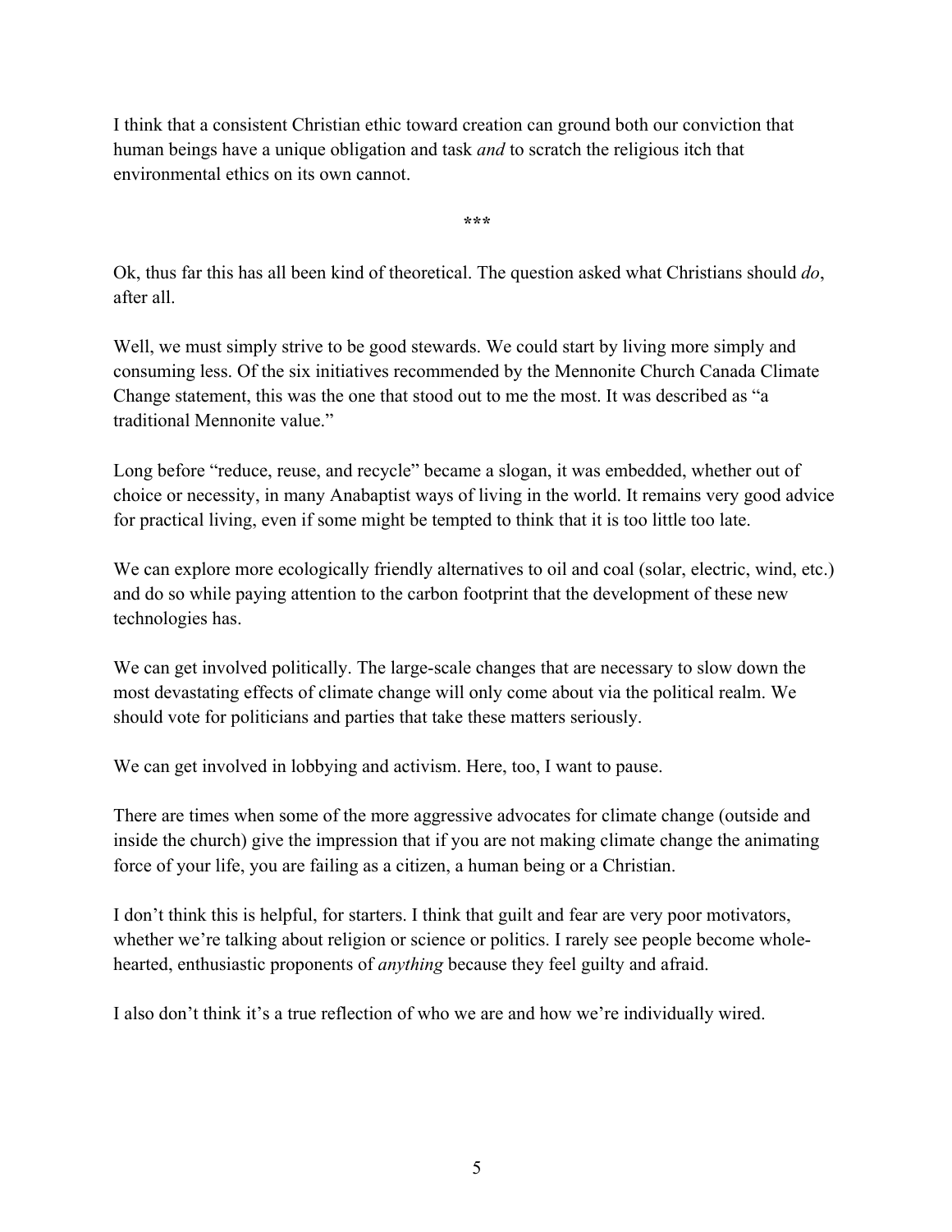I think that a consistent Christian ethic toward creation can ground both our conviction that human beings have a unique obligation and task *and* to scratch the religious itch that environmental ethics on its own cannot.

***

Ok, thus far this has all been kind of theoretical. The question asked what Christians should *do*, after all.

Well, we must simply strive to be good stewards. We could start by living more simply and consuming less. Of the six initiatives recommended by the Mennonite Church Canada Climate Change statement, this was the one that stood out to me the most. It was described as "a traditional Mennonite value."

Long before "reduce, reuse, and recycle" became a slogan, it was embedded, whether out of choice or necessity, in many Anabaptist ways of living in the world. It remains very good advice for practical living, even if some might be tempted to think that it is too little too late.

We can explore more ecologically friendly alternatives to oil and coal (solar, electric, wind, etc.) and do so while paying attention to the carbon footprint that the development of these new technologies has.

We can get involved politically. The large-scale changes that are necessary to slow down the most devastating effects of climate change will only come about via the political realm. We should vote for politicians and parties that take these matters seriously.

We can get involved in lobbying and activism. Here, too, I want to pause.

There are times when some of the more aggressive advocates for climate change (outside and inside the church) give the impression that if you are not making climate change the animating force of your life, you are failing as a citizen, a human being or a Christian.

I don't think this is helpful, for starters. I think that guilt and fear are very poor motivators, whether we're talking about religion or science or politics. I rarely see people become whole-hearted, enthusiastic proponents of *anything* because they feel guilty and afraid.

I also don't think it's a true reflection of who we are and how we're individually wired.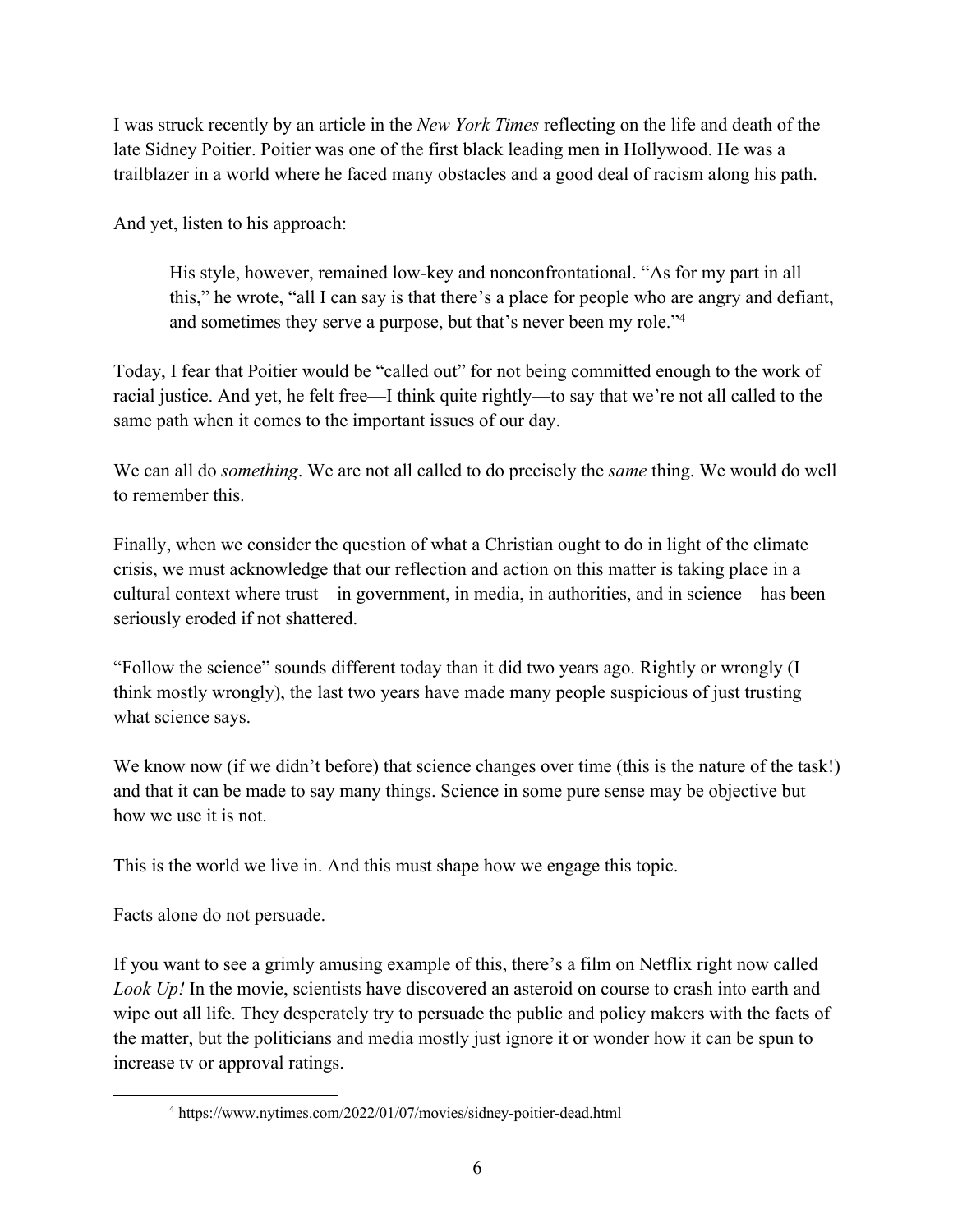I was struck recently by an article in the *New York Times* reflecting on the life and death of the late Sidney Poitier. Poitier was one of the first black leading men in Hollywood. He was a trailblazer in a world where he faced many obstacles and a good deal of racism along his path.

And yet, listen to his approach:

> His style, however, remained low-key and nonconfrontational. "As for my part in all this," he wrote, "all I can say is that there's a place for people who are angry and defiant, and sometimes they serve a purpose, but that's never been my role."[4]

Today, I fear that Poitier would be "called out" for not being committed enough to the work of racial justice. And yet, he felt free—I think quite rightly—to say that we're not all called to the same path when it comes to the important issues of our day.

We can all do *something*. We are not all called to do precisely the *same* thing. We would do well to remember this.

Finally, when we consider the question of what a Christian ought to do in light of the climate crisis, we must acknowledge that our reflection and action on this matter is taking place in a cultural context where trust—in government, in media, in authorities, and in science—has been seriously eroded if not shattered.

"Follow the science" sounds different today than it did two years ago. Rightly or wrongly (I think mostly wrongly), the last two years have made many people suspicious of just trusting what science says.

We know now (if we didn't before) that science changes over time (this is the nature of the task!) and that it can be made to say many things. Science in some pure sense may be objective but how we use it is not.

This is the world we live in. And this must shape how we engage this topic.

Facts alone do not persuade.

If you want to see a grimly amusing example of this, there's a film on Netflix right now called *Look Up!* In the movie, scientists have discovered an asteroid on course to crash into earth and wipe out all life. They desperately try to persuade the public and policy makers with the facts of the matter, but the politicians and media mostly just ignore it or wonder how it can be spun to increase tv or approval ratings.

[4] https://www.nytimes.com/2022/01/07/movies/sidney-poitier-dead.html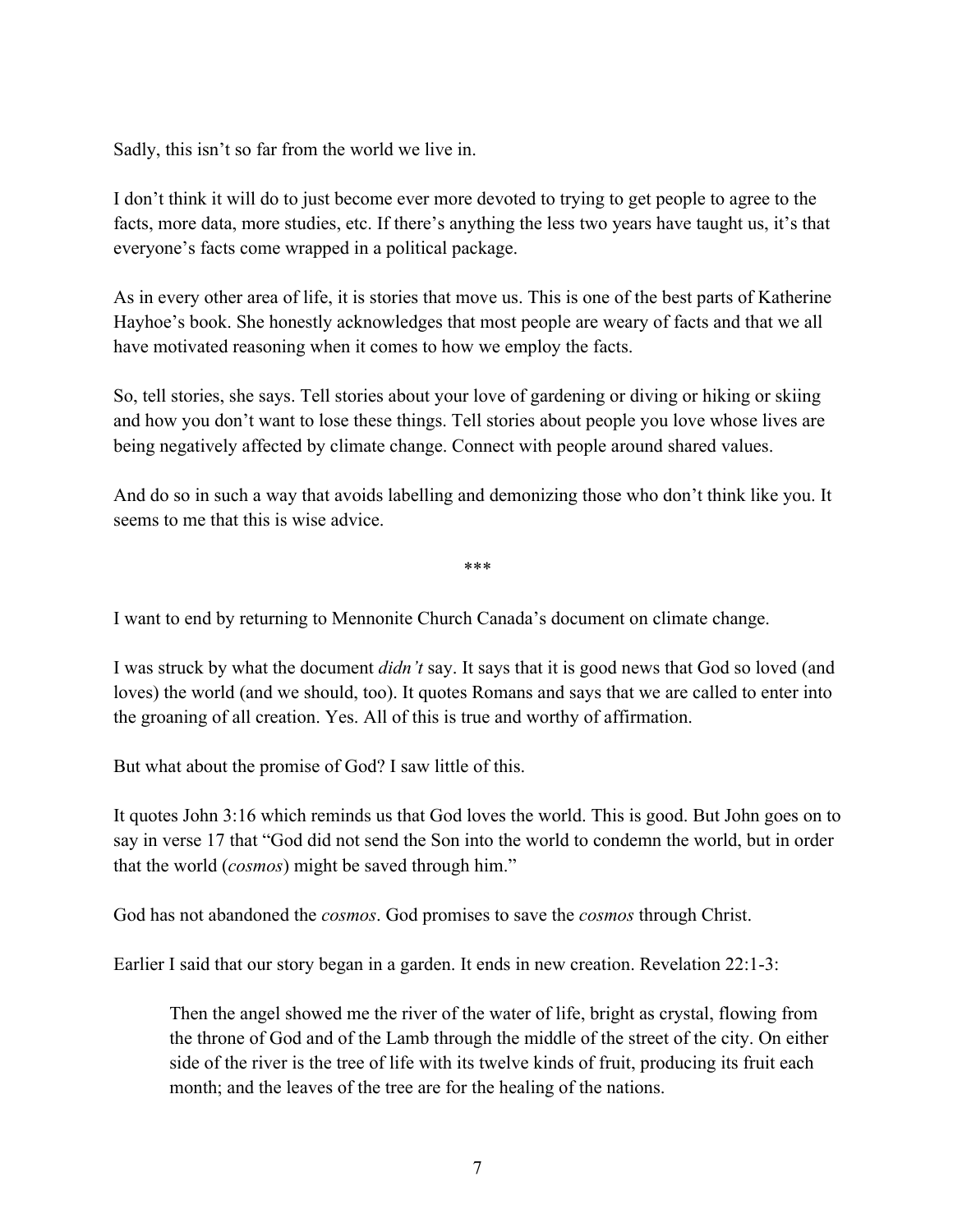Sadly, this isn't so far from the world we live in.

I don't think it will do to just become ever more devoted to trying to get people to agree to the facts, more data, more studies, etc. If there's anything the less two years have taught us, it's that everyone's facts come wrapped in a political package.

As in every other area of life, it is stories that move us. This is one of the best parts of Katherine Hayhoe's book. She honestly acknowledges that most people are weary of facts and that we all have motivated reasoning when it comes to how we employ the facts.

So, tell stories, she says. Tell stories about your love of gardening or diving or hiking or skiing and how you don't want to lose these things. Tell stories about people you love whose lives are being negatively affected by climate change. Connect with people around shared values.

And do so in such a way that avoids labelling and demonizing those who don't think like you. It seems to me that this is wise advice.

***

I want to end by returning to Mennonite Church Canada's document on climate change.

I was struck by what the document *didn't* say. It says that it is good news that God so loved (and loves) the world (and we should, too). It quotes Romans and says that we are called to enter into the groaning of all creation. Yes. All of this is true and worthy of affirmation.

But what about the promise of God? I saw little of this.

It quotes John 3:16 which reminds us that God loves the world. This is good. But John goes on to say in verse 17 that "God did not send the Son into the world to condemn the world, but in order that the world (*cosmos*) might be saved through him."

God has not abandoned the *cosmos*. God promises to save the *cosmos* through Christ.

Earlier I said that our story began in a garden. It ends in new creation. Revelation 22:1-3:

> Then the angel showed me the river of the water of life, bright as crystal, flowing from the throne of God and of the Lamb through the middle of the street of the city. On either side of the river is the tree of life with its twelve kinds of fruit, producing its fruit each month; and the leaves of the tree are for the healing of the nations.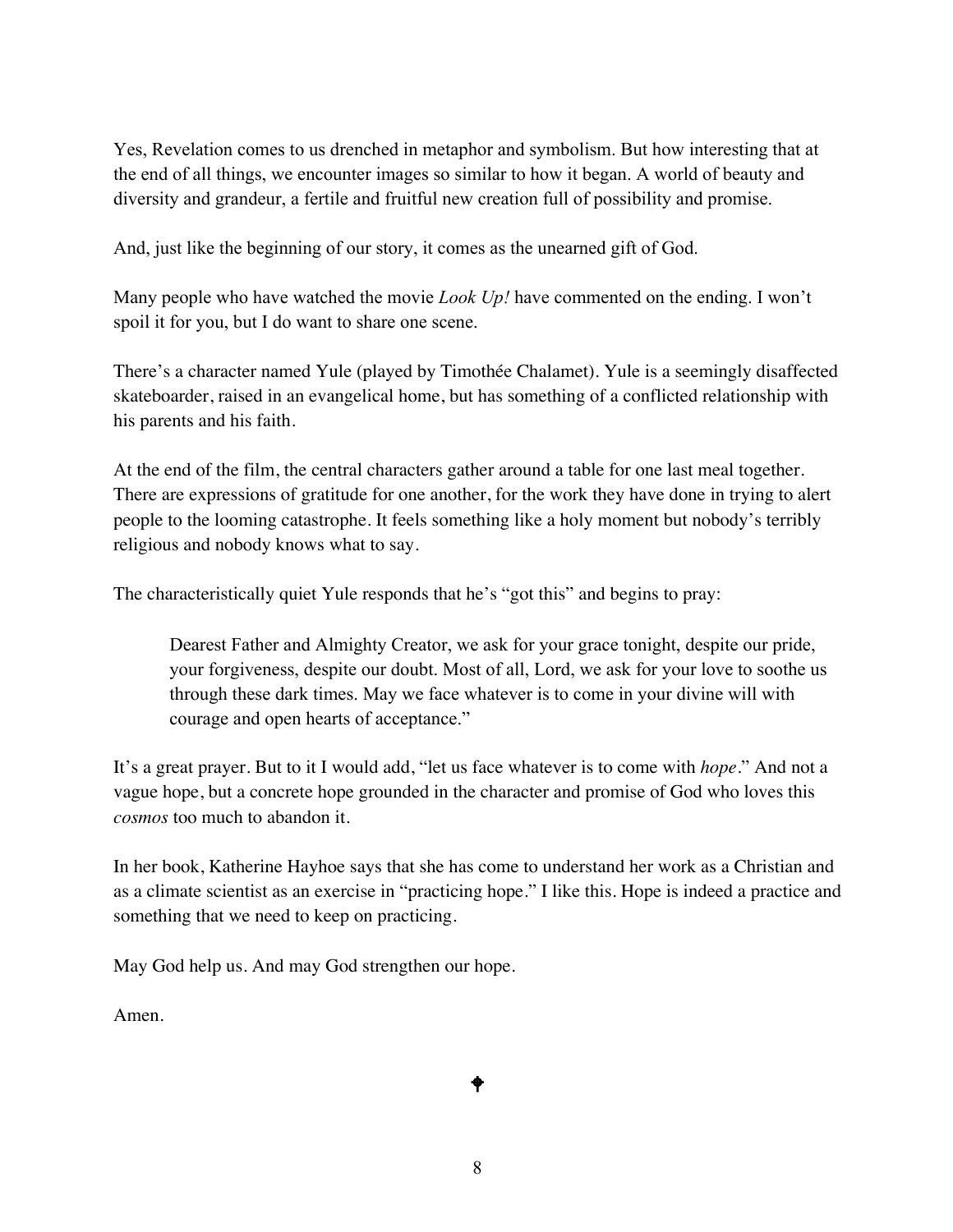Yes, Revelation comes to us drenched in metaphor and symbolism. But how interesting that at the end of all things, we encounter images so similar to how it began. A world of beauty and diversity and grandeur, a fertile and fruitful new creation full of possibility and promise.

And, just like the beginning of our story, it comes as the unearned gift of God.

Many people who have watched the movie *Look Up!* have commented on the ending. I won't spoil it for you, but I do want to share one scene.

There's a character named Yule (played by Timothée Chalamet). Yule is a seemingly disaffected skateboarder, raised in an evangelical home, but has something of a conflicted relationship with his parents and his faith.

At the end of the film, the central characters gather around a table for one last meal together. There are expressions of gratitude for one another, for the work they have done in trying to alert people to the looming catastrophe. It feels something like a holy moment but nobody's terribly religious and nobody knows what to say.

The characteristically quiet Yule responds that he's "got this" and begins to pray:

> Dearest Father and Almighty Creator, we ask for your grace tonight, despite our pride, your forgiveness, despite our doubt. Most of all, Lord, we ask for your love to soothe us through these dark times. May we face whatever is to come in your divine will with courage and open hearts of acceptance."

It's a great prayer. But to it I would add, "let us face whatever is to come with *hope*." And not a vague hope, but a concrete hope grounded in the character and promise of God who loves this *cosmos* too much to abandon it.

In her book, Katherine Hayhoe says that she has come to understand her work as a Christian and as a climate scientist as an exercise in "practicing hope." I like this. Hope is indeed a practice and something that we need to keep on practicing.

May God help us. And may God strengthen our hope.

Amen.

✦